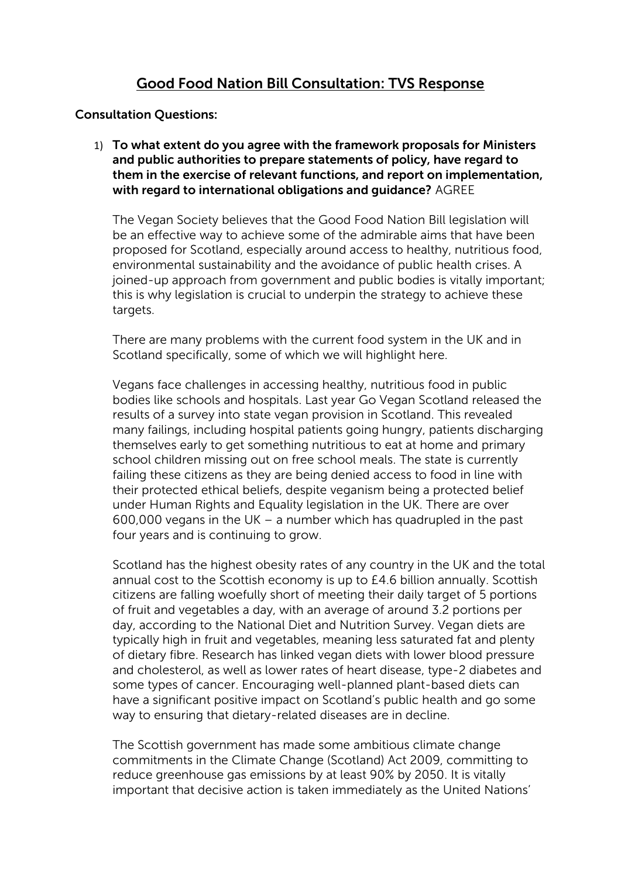# Good Food Nation Bill Consultation: TVS Response

**Consultation Questions:**

1) **To what extent do you agree with the framework proposals for Ministers and public authorities to prepare statements of policy, have regard to them in the exercise of relevant functions, and report on implementation, with regard to international obligations and guidance?** AGREE

   The Vegan Society believes that the Good Food Nation Bill legislation will be an effective way to achieve some of the admirable aims that have been proposed for Scotland, especially around access to healthy, nutritious food, environmental sustainability and the avoidance of public health crises. A joined-up approach from government and public bodies is vitally important; this is why legislation is crucial to underpin the strategy to achieve these targets.

   There are many problems with the current food system in the UK and in Scotland specifically, some of which we will highlight here.

   Vegans face challenges in accessing healthy, nutritious food in public bodies like schools and hospitals. Last year Go Vegan Scotland released the results of a survey into state vegan provision in Scotland. This revealed many failings, including hospital patients going hungry, patients discharging themselves early to get something nutritious to eat at home and primary school children missing out on free school meals. The state is currently failing these citizens as they are being denied access to food in line with their protected ethical beliefs, despite veganism being a protected belief under Human Rights and Equality legislation in the UK. There are over 600,000 vegans in the UK – a number which has quadrupled in the past four years and is continuing to grow.

   Scotland has the highest obesity rates of any country in the UK and the total annual cost to the Scottish economy is up to £4.6 billion annually. Scottish citizens are falling woefully short of meeting their daily target of 5 portions of fruit and vegetables a day, with an average of around 3.2 portions per day, according to the National Diet and Nutrition Survey. Vegan diets are typically high in fruit and vegetables, meaning less saturated fat and plenty of dietary fibre. Research has linked vegan diets with lower blood pressure and cholesterol, as well as lower rates of heart disease, type-2 diabetes and some types of cancer. Encouraging well-planned plant-based diets can have a significant positive impact on Scotland's public health and go some way to ensuring that dietary-related diseases are in decline.

   The Scottish government has made some ambitious climate change commitments in the Climate Change (Scotland) Act 2009, committing to reduce greenhouse gas emissions by at least 90% by 2050. It is vitally important that decisive action is taken immediately as the United Nations'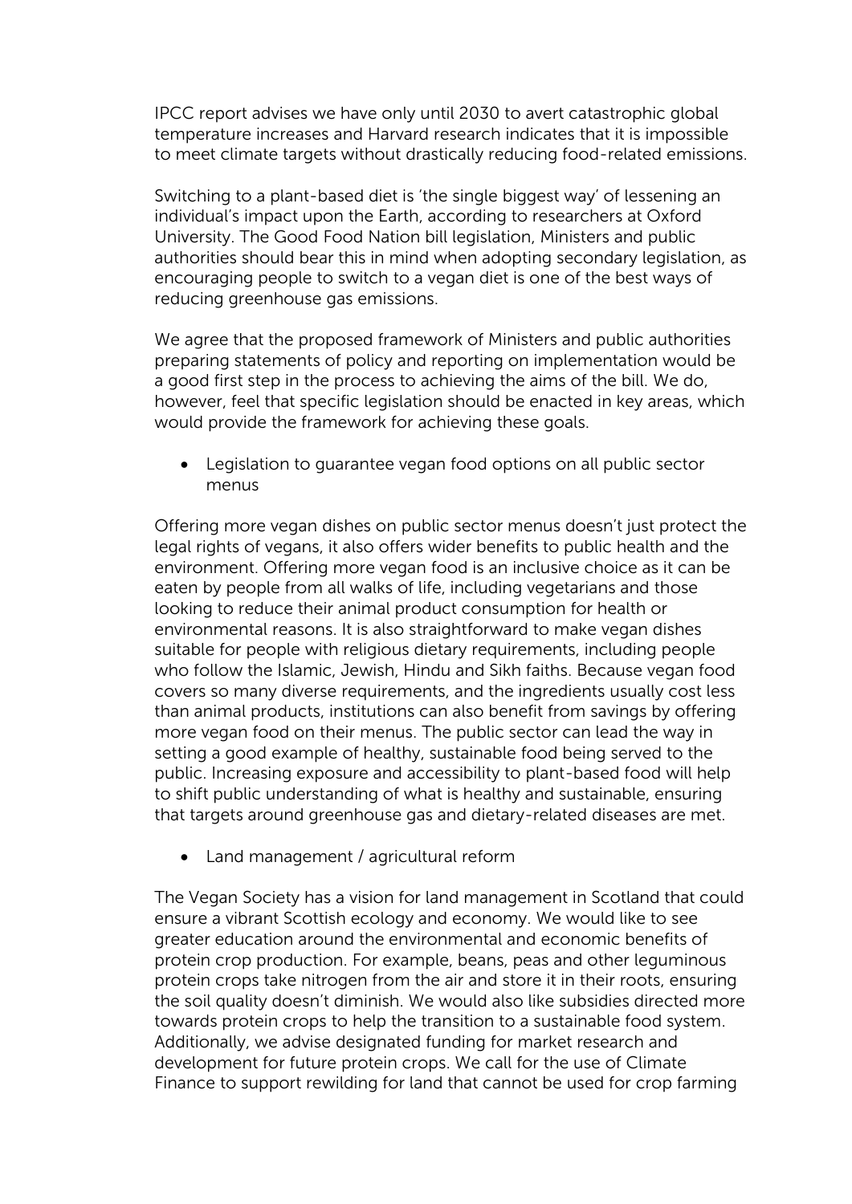IPCC report advises we have only until 2030 to avert catastrophic global temperature increases and Harvard research indicates that it is impossible to meet climate targets without drastically reducing food-related emissions.

Switching to a plant-based diet is 'the single biggest way' of lessening an individual's impact upon the Earth, according to researchers at Oxford University. The Good Food Nation bill legislation, Ministers and public authorities should bear this in mind when adopting secondary legislation, as encouraging people to switch to a vegan diet is one of the best ways of reducing greenhouse gas emissions.

We agree that the proposed framework of Ministers and public authorities preparing statements of policy and reporting on implementation would be a good first step in the process to achieving the aims of the bill. We do, however, feel that specific legislation should be enacted in key areas, which would provide the framework for achieving these goals.

- Legislation to guarantee vegan food options on all public sector menus

Offering more vegan dishes on public sector menus doesn't just protect the legal rights of vegans, it also offers wider benefits to public health and the environment. Offering more vegan food is an inclusive choice as it can be eaten by people from all walks of life, including vegetarians and those looking to reduce their animal product consumption for health or environmental reasons. It is also straightforward to make vegan dishes suitable for people with religious dietary requirements, including people who follow the Islamic, Jewish, Hindu and Sikh faiths. Because vegan food covers so many diverse requirements, and the ingredients usually cost less than animal products, institutions can also benefit from savings by offering more vegan food on their menus. The public sector can lead the way in setting a good example of healthy, sustainable food being served to the public. Increasing exposure and accessibility to plant-based food will help to shift public understanding of what is healthy and sustainable, ensuring that targets around greenhouse gas and dietary-related diseases are met.

- Land management / agricultural reform

The Vegan Society has a vision for land management in Scotland that could ensure a vibrant Scottish ecology and economy. We would like to see greater education around the environmental and economic benefits of protein crop production. For example, beans, peas and other leguminous protein crops take nitrogen from the air and store it in their roots, ensuring the soil quality doesn't diminish. We would also like subsidies directed more towards protein crops to help the transition to a sustainable food system. Additionally, we advise designated funding for market research and development for future protein crops. We call for the use of Climate Finance to support rewilding for land that cannot be used for crop farming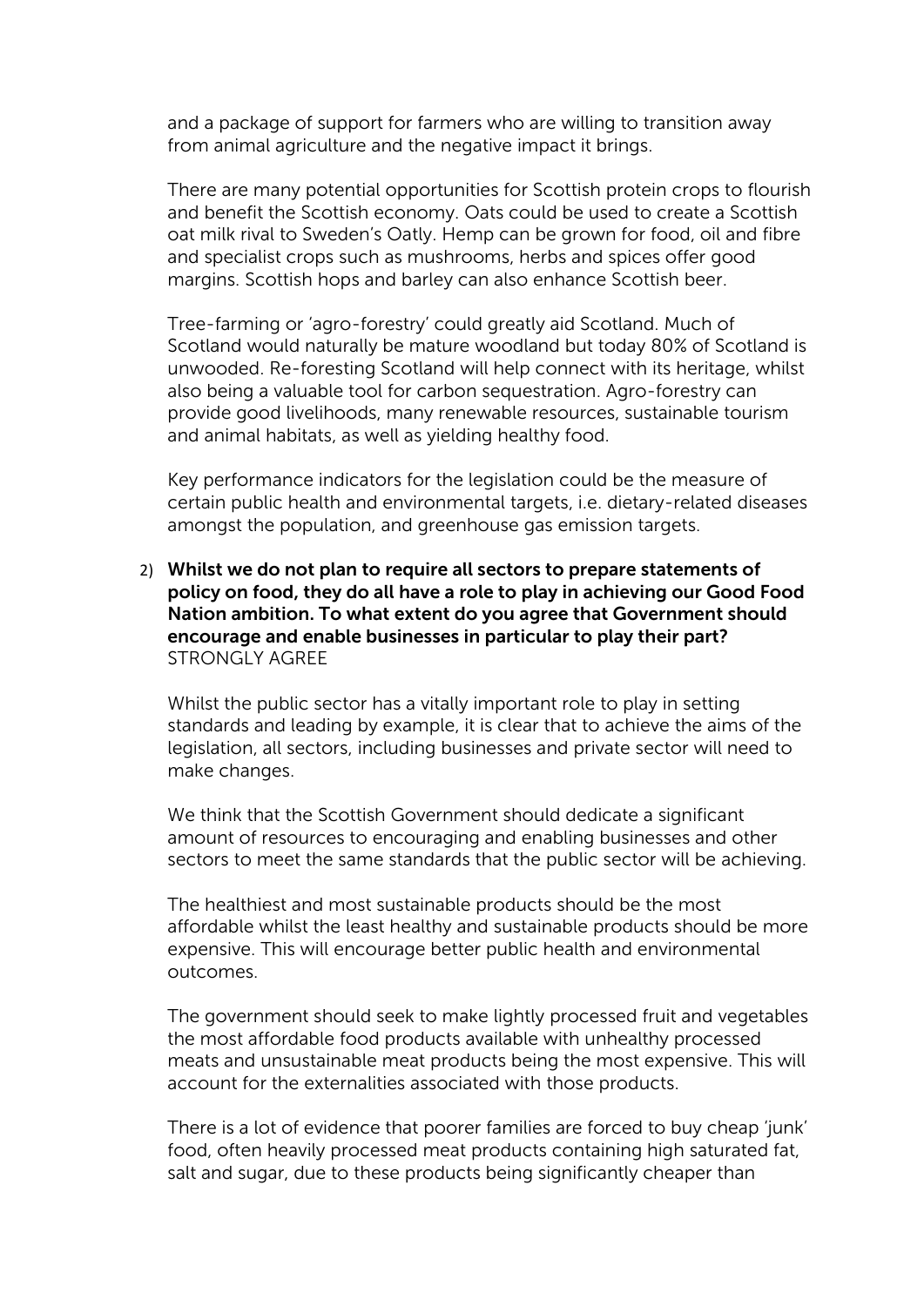and a package of support for farmers who are willing to transition away from animal agriculture and the negative impact it brings.

There are many potential opportunities for Scottish protein crops to flourish and benefit the Scottish economy. Oats could be used to create a Scottish oat milk rival to Sweden's Oatly. Hemp can be grown for food, oil and fibre and specialist crops such as mushrooms, herbs and spices offer good margins. Scottish hops and barley can also enhance Scottish beer.

Tree-farming or 'agro-forestry' could greatly aid Scotland. Much of Scotland would naturally be mature woodland but today 80% of Scotland is unwooded. Re-foresting Scotland will help connect with its heritage, whilst also being a valuable tool for carbon sequestration. Agro-forestry can provide good livelihoods, many renewable resources, sustainable tourism and animal habitats, as well as yielding healthy food.

Key performance indicators for the legislation could be the measure of certain public health and environmental targets, i.e. dietary-related diseases amongst the population, and greenhouse gas emission targets.

2) **Whilst we do not plan to require all sectors to prepare statements of policy on food, they do all have a role to play in achieving our Good Food Nation ambition. To what extent do you agree that Government should encourage and enable businesses in particular to play their part?**
STRONGLY AGREE

Whilst the public sector has a vitally important role to play in setting standards and leading by example, it is clear that to achieve the aims of the legislation, all sectors, including businesses and private sector will need to make changes.

We think that the Scottish Government should dedicate a significant amount of resources to encouraging and enabling businesses and other sectors to meet the same standards that the public sector will be achieving.

The healthiest and most sustainable products should be the most affordable whilst the least healthy and sustainable products should be more expensive. This will encourage better public health and environmental outcomes.

The government should seek to make lightly processed fruit and vegetables the most affordable food products available with unhealthy processed meats and unsustainable meat products being the most expensive. This will account for the externalities associated with those products.

There is a lot of evidence that poorer families are forced to buy cheap 'junk' food, often heavily processed meat products containing high saturated fat, salt and sugar, due to these products being significantly cheaper than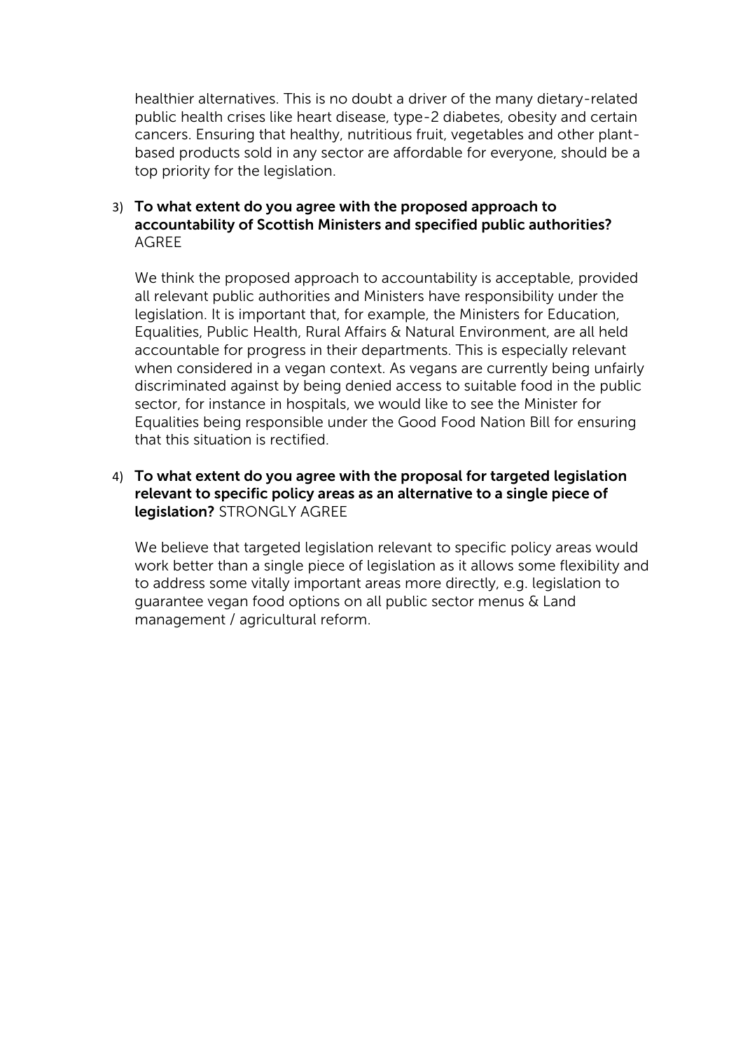healthier alternatives. This is no doubt a driver of the many dietary-related public health crises like heart disease, type-2 diabetes, obesity and certain cancers. Ensuring that healthy, nutritious fruit, vegetables and other plant-based products sold in any sector are affordable for everyone, should be a top priority for the legislation.

3) **To what extent do you agree with the proposed approach to accountability of Scottish Ministers and specified public authorities?** AGREE

   We think the proposed approach to accountability is acceptable, provided all relevant public authorities and Ministers have responsibility under the legislation. It is important that, for example, the Ministers for Education, Equalities, Public Health, Rural Affairs & Natural Environment, are all held accountable for progress in their departments. This is especially relevant when considered in a vegan context. As vegans are currently being unfairly discriminated against by being denied access to suitable food in the public sector, for instance in hospitals, we would like to see the Minister for Equalities being responsible under the Good Food Nation Bill for ensuring that this situation is rectified.

4) **To what extent do you agree with the proposal for targeted legislation relevant to specific policy areas as an alternative to a single piece of legislation?** STRONGLY AGREE

   We believe that targeted legislation relevant to specific policy areas would work better than a single piece of legislation as it allows some flexibility and to address some vitally important areas more directly, e.g. legislation to guarantee vegan food options on all public sector menus & Land management / agricultural reform.